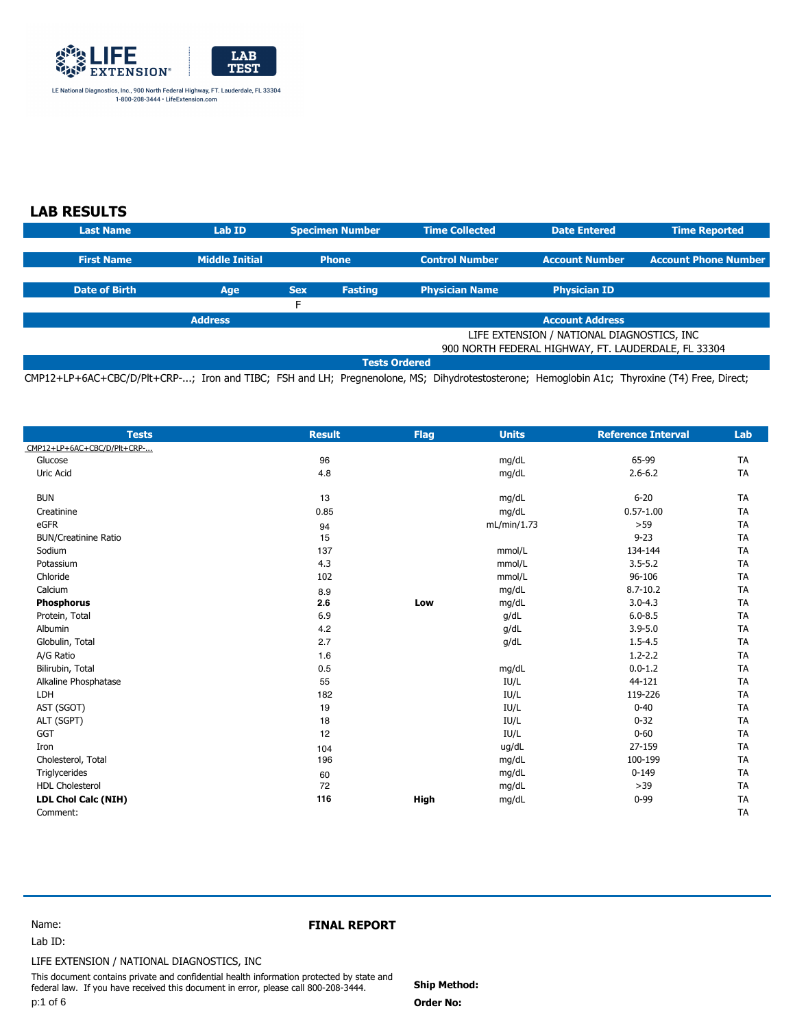LIFE EXTENSION® | LAB TEST

LE National Diagnostics, Inc., 900 North Federal Highway, FT. Lauderdale, FL 33304
1-800-208-3444 • LifeExtension.com

## LAB RESULTS

| Last Name | Lab ID | Specimen Number | Time Collected | Date Entered | Time Reported |
|---|---|---|---|---|---|
| | | | | | |

| First Name | Middle Initial | Phone | Control Number | Account Number | Account Phone Number |
|---|---|---|---|---|---|
| | | | | | |

| Date of Birth | Age | Sex | Fasting | Physician Name | Physician ID |
|---|---|---|---|---|---|
| | | F | | | |

| Address | Account Address |
|---|---|
| | LIFE EXTENSION / NATIONAL DIAGNOSTICS, INC<br>900 NORTH FEDERAL HIGHWAY, FT. LAUDERDALE, FL 33304 |

**Tests Ordered**

CMP12+LP+6AC+CBC/D/Plt+CRP-...; Iron and TIBC; FSH and LH; Pregnenolone, MS; Dihydrotestosterone; Hemoglobin A1c; Thyroxine (T4) Free, Direct;

| Tests | Result | Flag | Units | Reference Interval | Lab |
|---|---|---|---|---|---|
| CMP12+LP+6AC+CBC/D/Plt+CRP-... | | | | | |
| Glucose | 96 | | mg/dL | 65-99 | TA |
| Uric Acid | 4.8 | | mg/dL | 2.6-6.2 | TA |
| BUN | 13 | | mg/dL | 6-20 | TA |
| Creatinine | 0.85 | | mg/dL | 0.57-1.00 | TA |
| eGFR | 94 | | mL/min/1.73 | >59 | TA |
| BUN/Creatinine Ratio | 15 | | | 9-23 | TA |
| Sodium | 137 | | mmol/L | 134-144 | TA |
| Potassium | 4.3 | | mmol/L | 3.5-5.2 | TA |
| Chloride | 102 | | mmol/L | 96-106 | TA |
| Calcium | 8.9 | | mg/dL | 8.7-10.2 | TA |
| **Phosphorus** | **2.6** | **Low** | mg/dL | 3.0-4.3 | TA |
| Protein, Total | 6.9 | | g/dL | 6.0-8.5 | TA |
| Albumin | 4.2 | | g/dL | 3.9-5.0 | TA |
| Globulin, Total | 2.7 | | g/dL | 1.5-4.5 | TA |
| A/G Ratio | 1.6 | | | 1.2-2.2 | TA |
| Bilirubin, Total | 0.5 | | mg/dL | 0.0-1.2 | TA |
| Alkaline Phosphatase | 55 | | IU/L | 44-121 | TA |
| LDH | 182 | | IU/L | 119-226 | TA |
| AST (SGOT) | 19 | | IU/L | 0-40 | TA |
| ALT (SGPT) | 18 | | IU/L | 0-32 | TA |
| GGT | 12 | | IU/L | 0-60 | TA |
| Iron | 104 | | ug/dL | 27-159 | TA |
| Cholesterol, Total | 196 | | mg/dL | 100-199 | TA |
| Triglycerides | 60 | | mg/dL | 0-149 | TA |
| HDL Cholesterol | 72 | | mg/dL | >39 | TA |
| **LDL Chol Calc (NIH)** | **116** | **High** | mg/dL | 0-99 | TA |
| Comment: | | | | | TA |

Name:
Lab ID:

**FINAL REPORT**

LIFE EXTENSION / NATIONAL DIAGNOSTICS, INC

This document contains private and confidential health information protected by state and federal law. If you have received this document in error, please call 800-208-3444.

**Ship Method:**

**Order No:**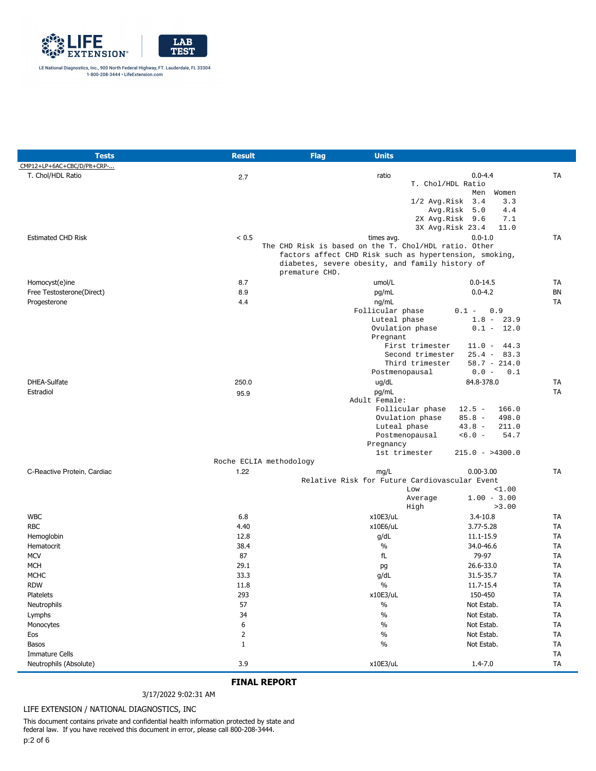LE National Diagnostics, Inc., 900 North Federal Highway, FT. Lauderdale, FL 33304
1-800-208-3444 • LifeExtension.com

| Tests | Result | Flag | Units | | |
|---|---|---|---|---|---|
| CMP12+LP+6AC+CBC/D/Plt+CRP-... | | | | | |
| T. Chol/HDL Ratio | 2.7 | | ratio | 0.0-4.4 | TA |

```
T. Chol/HDL Ratio
              Men   Women
1/2 Avg.Risk  3.4     3.3
    Avg.Risk  5.0     4.4
 2X Avg.Risk  9.6     7.1
 3X Avg.Risk 23.4    11.0
```

| Tests | Result | Flag | Units | | |
|---|---|---|---|---|---|
| Estimated CHD Risk | < 0.5 | | times avg. | 0.0-1.0 | TA |

The CHD Risk is based on the T. Chol/HDL ratio. Other factors affect CHD Risk such as hypertension, smoking, diabetes, severe obesity, and family history of premature CHD.

| Tests | Result | Flag | Units | | |
|---|---|---|---|---|---|
| Homocyst(e)ine | 8.7 | | umol/L | 0.0-14.5 | TA |
| Free Testosterone(Direct) | 8.9 | | pg/mL | 0.0-4.2 | BN |
| Progesterone | 4.4 | | ng/mL | | TA |

```
Follicular phase       0.1 -   0.9
    Luteal phase           1.8 -  23.9
    Ovulation phase        0.1 -  12.0
    Pregnant
       First trimester    11.0 -  44.3
       Second trimester   25.4 -  83.3
       Third trimester    58.7 - 214.0
    Postmenopausal         0.0 -   0.1
```

| Tests | Result | Flag | Units | | |
|---|---|---|---|---|---|
| DHEA-Sulfate | 250.0 | | ug/dL | 84.8-378.0 | TA |
| Estradiol | 95.9 | | pg/mL | | TA |

```
Adult Female:
      Follicular phase   12.5 -   166.0
      Ovulation phase    85.8 -   498.0
      Luteal phase       43.8 -   211.0
      Postmenopausal     <6.0 -    54.7
    Pregnancy
      1st trimester     215.0 - >4300.0
```

Roche ECLIA methodology

| Tests | Result | Flag | Units | | |
|---|---|---|---|---|---|
| C-Reactive Protein, Cardiac | 1.22 | | mg/L | 0.00-3.00 | TA |

```
Relative Risk for Future Cardiovascular Event
                  Low              <1.00
                  Average     1.00 - 3.00
                  High             >3.00
```

| Tests | Result | Flag | Units | | |
|---|---|---|---|---|---|
| WBC | 6.8 | | x10E3/uL | 3.4-10.8 | TA |
| RBC | 4.40 | | x10E6/uL | 3.77-5.28 | TA |
| Hemoglobin | 12.8 | | g/dL | 11.1-15.9 | TA |
| Hematocrit | 38.4 | | % | 34.0-46.6 | TA |
| MCV | 87 | | fL | 79-97 | TA |
| MCH | 29.1 | | pg | 26.6-33.0 | TA |
| MCHC | 33.3 | | g/dL | 31.5-35.7 | TA |
| RDW | 11.8 | | % | 11.7-15.4 | TA |
| Platelets | 293 | | x10E3/uL | 150-450 | TA |
| Neutrophils | 57 | | % | Not Estab. | TA |
| Lymphs | 34 | | % | Not Estab. | TA |
| Monocytes | 6 | | % | Not Estab. | TA |
| Eos | 2 | | % | Not Estab. | TA |
| Basos | 1 | | % | Not Estab. | TA |
| Immature Cells | | | | | TA |
| Neutrophils (Absolute) | 3.9 | | x10E3/uL | 1.4-7.0 | TA |

**FINAL REPORT**

3/17/2022 9:02:31 AM

LIFE EXTENSION / NATIONAL DIAGNOSTICS, INC

This document contains private and confidential health information protected by state and federal law. If you have received this document in error, please call 800-208-3444.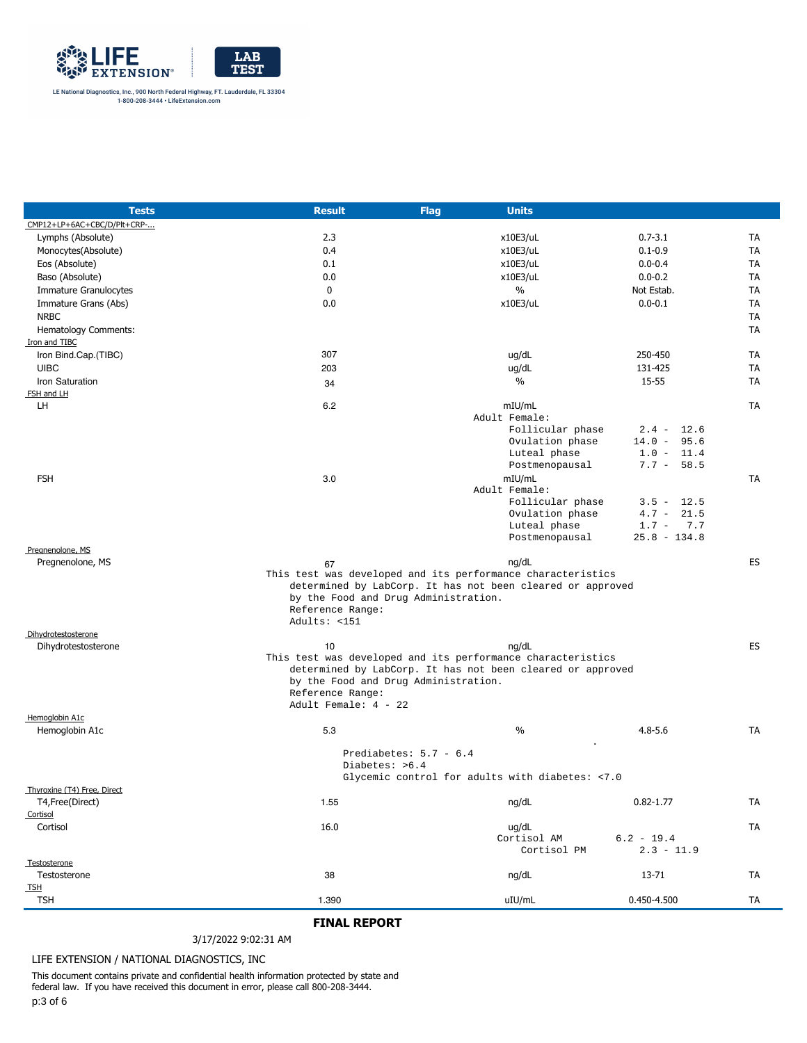LIFE EXTENSION® LAB TEST

LE National Diagnostics, Inc., 900 North Federal Highway, FT. Lauderdale, FL 33304
1-800-208-3444 • LifeExtension.com

| Tests | Result | Flag | Units | | |
|---|---|---|---|---|---|
| CMP12+LP+6AC+CBC/D/Plt+CRP-... | | | | | |
| Lymphs (Absolute) | 2.3 | | x10E3/uL | 0.7-3.1 | TA |
| Monocytes(Absolute) | 0.4 | | x10E3/uL | 0.1-0.9 | TA |
| Eos (Absolute) | 0.1 | | x10E3/uL | 0.0-0.4 | TA |
| Baso (Absolute) | 0.0 | | x10E3/uL | 0.0-0.2 | TA |
| Immature Granulocytes | 0 | | % | Not Estab. | TA |
| Immature Grans (Abs) | 0.0 | | x10E3/uL | 0.0-0.1 | TA |
| NRBC | | | | | TA |
| Hematology Comments: | | | | | TA |
| Iron and TIBC | | | | | |
| Iron Bind.Cap.(TIBC) | 307 | | ug/dL | 250-450 | TA |
| UIBC | 203 | | ug/dL | 131-425 | TA |
| Iron Saturation | 34 | | % | 15-55 | TA |
| FSH and LH | | | | | |
| LH | 6.2 | | mIU/mL | | TA |
| | | | Adult Female: | | |
| | | | Follicular phase | 2.4 - 12.6 | |
| | | | Ovulation phase | 14.0 - 95.6 | |
| | | | Luteal phase | 1.0 - 11.4 | |
| | | | Postmenopausal | 7.7 - 58.5 | |
| FSH | 3.0 | | mIU/mL | | TA |
| | | | Adult Female: | | |
| | | | Follicular phase | 3.5 - 12.5 | |
| | | | Ovulation phase | 4.7 - 21.5 | |
| | | | Luteal phase | 1.7 - 7.7 | |
| | | | Postmenopausal | 25.8 - 134.8 | |
| Pregnenolone, MS | | | | | |
| Pregnenolone, MS | 67 | | ng/dL | | ES |
| Dihydrotestosterone | | | | | |
| Dihydrotestosterone | 10 | | ng/dL | | ES |
| Hemoglobin A1c | | | | | |
| Hemoglobin A1c | 5.3 | | % | 4.8-5.6 | TA |
| Thyroxine (T4) Free, Direct | | | | | |
| T4,Free(Direct) | 1.55 | | ng/dL | 0.82-1.77 | TA |
| Cortisol | | | | | |
| Cortisol | 16.0 | | ug/dL | | TA |
| | | | Cortisol AM | 6.2 - 19.4 | |
| | | | Cortisol PM | 2.3 - 11.9 | |
| Testosterone | | | | | |
| Testosterone | 38 | | ng/dL | 13-71 | TA |
| TSH | | | | | |
| TSH | 1.390 | | uIU/mL | 0.450-4.500 | TA |

Pregnenolone, MS note:

```
This test was developed and its performance characteristics
    determined by LabCorp. It has not been cleared or approved
    by the Food and Drug Administration.
    Reference Range:
    Adults: <151
```

Dihydrotestosterone note:

```
This test was developed and its performance characteristics
    determined by LabCorp. It has not been cleared or approved
    by the Food and Drug Administration.
    Reference Range:
    Adult Female: 4 - 22
```

Hemoglobin A1c note:

```
Prediabetes: 5.7 - 6.4
Diabetes: >6.4
Glycemic control for adults with diabetes: <7.0
```

**FINAL REPORT**

3/17/2022 9:02:31 AM

LIFE EXTENSION / NATIONAL DIAGNOSTICS, INC

This document contains private and confidential health information protected by state and federal law. If you have received this document in error, please call 800-208-3444.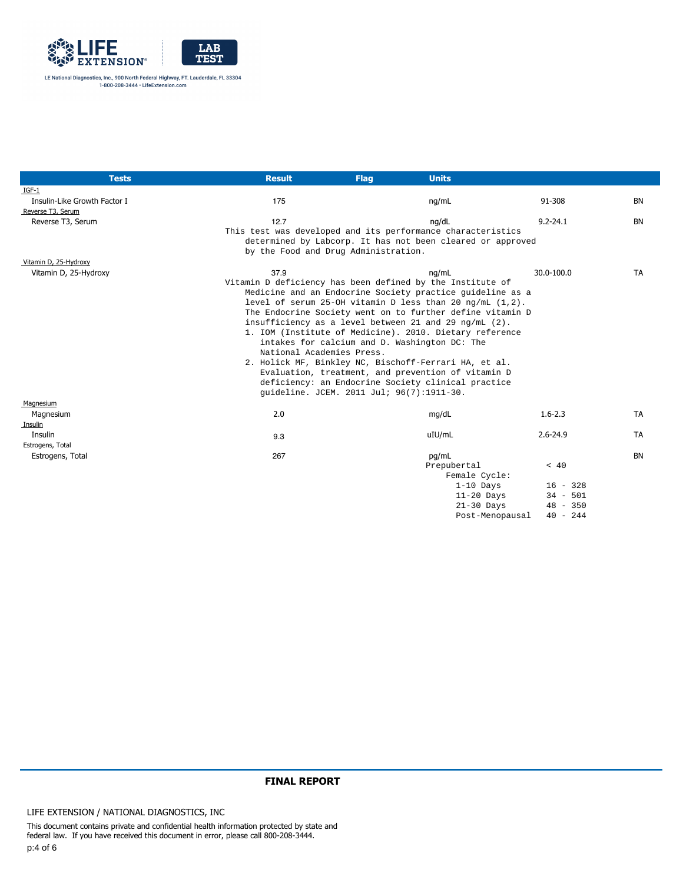LE National Diagnostics, Inc., 900 North Federal Highway, FT. Lauderdale, FL 33304
1-800-208-3444 • LifeExtension.com

| Tests | Result | Flag | Units | | |
|---|---|---|---|---|---|
| IGF-1 | | | | | |
| Insulin-Like Growth Factor I | 175 | | ng/mL | 91-308 | BN |
| Reverse T3, Serum | | | | | |
| Reverse T3, Serum | 12.7 | | ng/dL | 9.2-24.1 | BN |

This test was developed and its performance characteristics determined by Labcorp. It has not been cleared or approved by the Food and Drug Administration.

| Tests | Result | Flag | Units | | |
|---|---|---|---|---|---|
| Vitamin D, 25-Hydroxy | | | | | |
| Vitamin D, 25-Hydroxy | 37.9 | | ng/mL | 30.0-100.0 | TA |

Vitamin D deficiency has been defined by the Institute of Medicine and an Endocrine Society practice guideline as a level of serum 25-OH vitamin D less than 20 ng/mL (1,2). The Endocrine Society went on to further define vitamin D insufficiency as a level between 21 and 29 ng/mL (2).

1. IOM (Institute of Medicine). 2010. Dietary reference intakes for calcium and D. Washington DC: The National Academies Press.
2. Holick MF, Binkley NC, Bischoff-Ferrari HA, et al. Evaluation, treatment, and prevention of vitamin D deficiency: an Endocrine Society clinical practice guideline. JCEM. 2011 Jul; 96(7):1911-30.

| Tests | Result | Flag | Units | | |
|---|---|---|---|---|---|
| Magnesium | | | | | |
| Magnesium | 2.0 | | mg/dL | 1.6-2.3 | TA |
| Insulin | | | | | |
| Insulin | 9.3 | | uIU/mL | 2.6-24.9 | TA |
| Estrogens, Total | | | | | |
| Estrogens, Total | 267 | | pg/mL | | BN |

| | |
|---|---|
| Prepubertal | < 40 |
| Female Cycle: | |
| 1-10 Days | 16 - 328 |
| 11-20 Days | 34 - 501 |
| 21-30 Days | 48 - 350 |
| Post-Menopausal | 40 - 244 |

**FINAL REPORT**

LIFE EXTENSION / NATIONAL DIAGNOSTICS, INC

This document contains private and confidential health information protected by state and federal law. If you have received this document in error, please call 800-208-3444.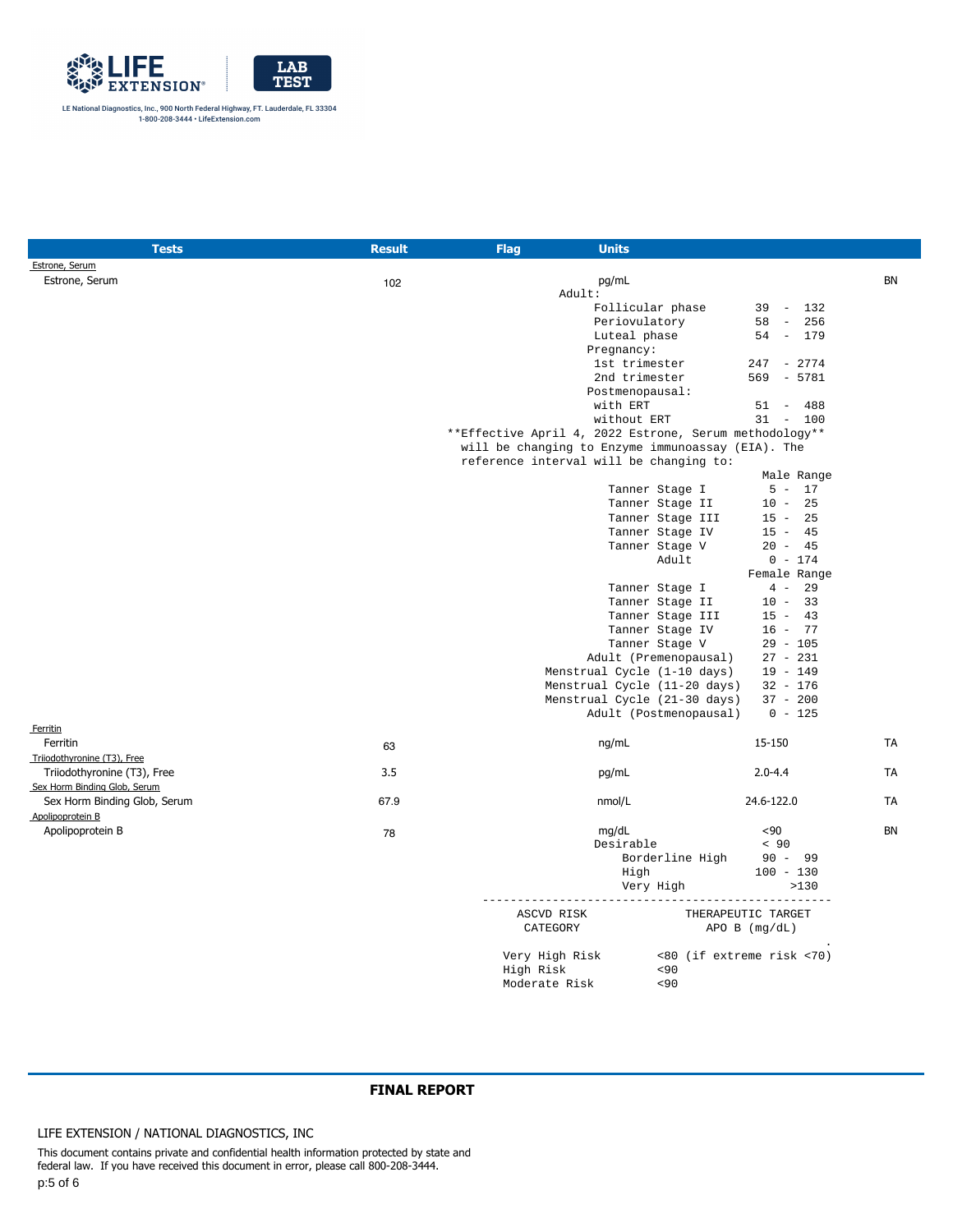LE National Diagnostics, Inc., 900 North Federal Highway, FT. Lauderdale, FL 33304
1-800-208-3444 • LifeExtension.com

| Tests | Result | Flag | Units | | |
|---|---|---|---|---|---|
| Estrone, Serum | | | | | |
| Estrone, Serum | 102 | | pg/mL | | BN |

```
Adult:
     Follicular phase         39  -  132
     Periovulatory            58  -  256
     Luteal phase             54  -  179
   Pregnancy:
     1st trimester           247  - 2774
     2nd trimester           569  - 5781
   Postmenopausal:
     with ERT                 51  -  488
     without ERT              31  -  100
**Effective April 4, 2022 Estrone, Serum methodology**
  will be changing to Enzyme immunoassay (EIA). The
  reference interval will be changing to:
                                    Male Range
                 Tanner Stage I       5 -  17
                 Tanner Stage II     10 -  25
                 Tanner Stage III    15 -  25
                 Tanner Stage IV     15 -  45
                 Tanner Stage V      20 -  45
                        Adult         0 - 174
                                   Female Range
                 Tanner Stage I       4 -  29
                 Tanner Stage II     10 -  33
                 Tanner Stage III    15 -  43
                 Tanner Stage IV     16 -  77
                 Tanner Stage V      29 - 105
              Adult (Premenopausal)  27 - 231
        Menstrual Cycle (1-10 days)  19 - 149
        Menstrual Cycle (11-20 days) 32 - 176
        Menstrual Cycle (21-30 days) 37 - 200
              Adult (Postmenopausal)  0 - 125
```

| Tests | Result | Flag | Units | Reference | |
|---|---|---|---|---|---|
| Ferritin | | | | | |
| Ferritin | 63 | | ng/mL | 15-150 | TA |
| Triiodothyronine (T3), Free | | | | | |
| Triiodothyronine (T3), Free | 3.5 | | pg/mL | 2.0-4.4 | TA |
| Sex Horm Binding Glob, Serum | | | | | |
| Sex Horm Binding Glob, Serum | 67.9 | | nmol/L | 24.6-122.0 | TA |
| Apolipoprotein B | | | | | |
| Apolipoprotein B | 78 | | mg/dL | <90 | BN |

```
Desirable                  < 90
      Borderline High       90 -  99
      High                 100 - 130
      Very High                  >130
--------------------------------------------------
  ASCVD RISK            THERAPEUTIC TARGET
   CATEGORY                APO B (mg/dL)
                                               .
Very High Risk        <80 (if extreme risk <70)
High Risk             <90
Moderate Risk         <90
```

**FINAL REPORT**

LIFE EXTENSION / NATIONAL DIAGNOSTICS, INC

This document contains private and confidential health information protected by state and federal law. If you have received this document in error, please call 800-208-3444.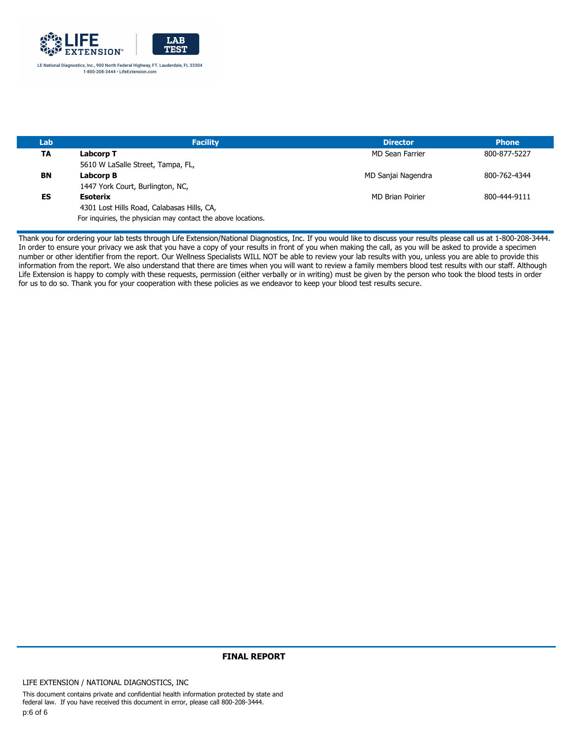LIFE EXTENSION LAB TEST

LE National Diagnostics, Inc., 900 North Federal Highway, FT. Lauderdale, FL 33304
1-800-208-3444 • LifeExtension.com

| Lab | Facility | Director | Phone |
|---|---|---|---|
| TA | **Labcorp T**<br>5610 W LaSalle Street, Tampa, FL, | MD Sean Farrier | 800-877-5227 |
| BN | **Labcorp B**<br>1447 York Court, Burlington, NC, | MD Sanjai Nagendra | 800-762-4344 |
| ES | **Esoterix**<br>4301 Lost Hills Road, Calabasas Hills, CA, | MD Brian Poirier | 800-444-9111 |

For inquiries, the physician may contact the above locations.

Thank you for ordering your lab tests through Life Extension/National Diagnostics, Inc. If you would like to discuss your results please call us at 1-800-208-3444. In order to ensure your privacy we ask that you have a copy of your results in front of you when making the call, as you will be asked to provide a specimen number or other identifier from the report. Our Wellness Specialists WILL NOT be able to review your lab results with you, unless you are able to provide this information from the report. We also understand that there are times when you will want to review a family members blood test results with our staff. Although Life Extension is happy to comply with these requests, permission (either verbally or in writing) must be given by the person who took the blood tests in order for us to do so. Thank you for your cooperation with these policies as we endeavor to keep your blood test results secure.

**FINAL REPORT**

LIFE EXTENSION / NATIONAL DIAGNOSTICS, INC

This document contains private and confidential health information protected by state and federal law. If you have received this document in error, please call 800-208-3444.